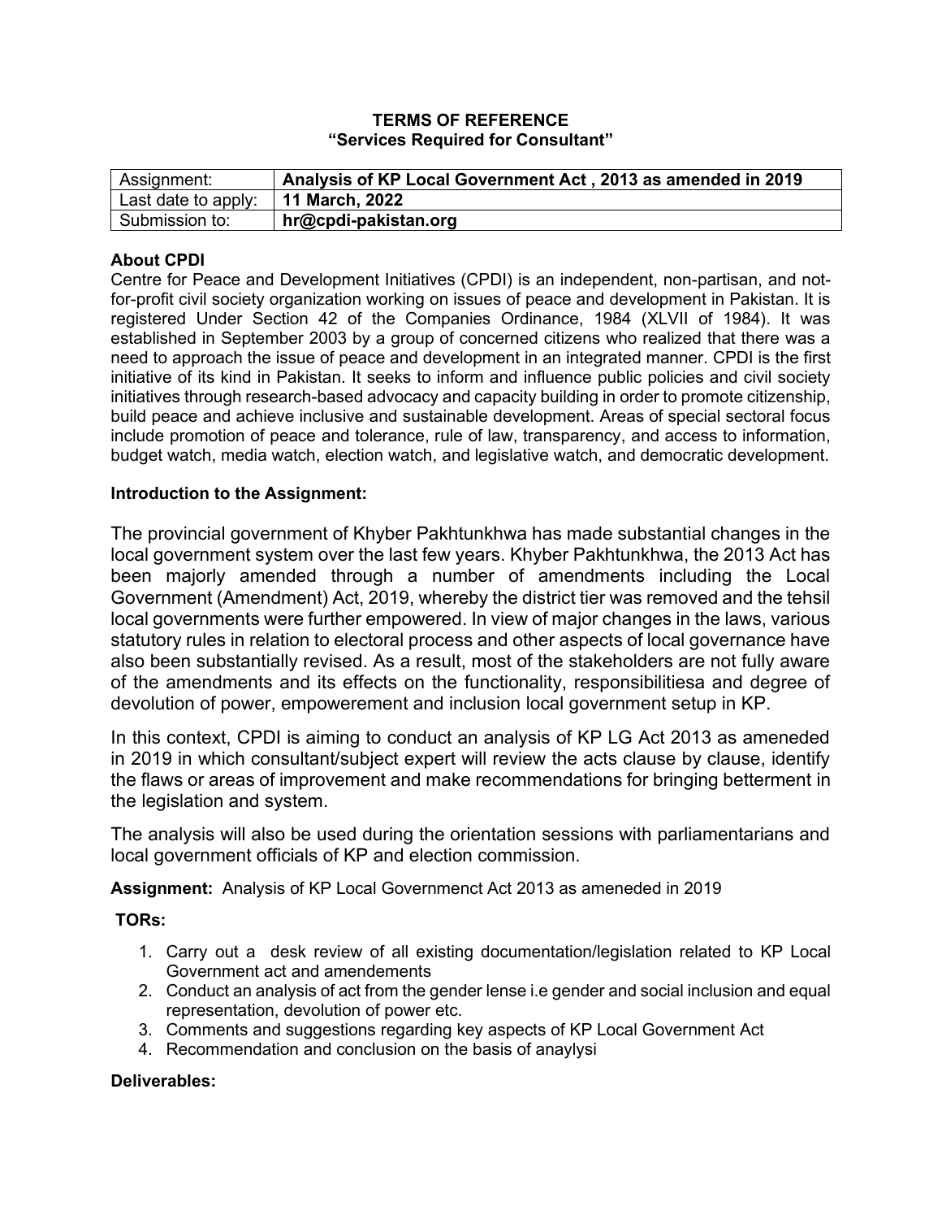**TERMS OF REFERENCE**
**"Services Required for Consultant"**

| Assignment: | **Analysis of KP Local Government Act , 2013 as amended in 2019** |
|---|---|
| Last date to apply: | **11 March, 2022** |
| Submission to: | **hr@cpdi-pakistan.org** |

**About CPDI**

Centre for Peace and Development Initiatives (CPDI) is an independent, non-partisan, and not-for-profit civil society organization working on issues of peace and development in Pakistan. It is registered Under Section 42 of the Companies Ordinance, 1984 (XLVII of 1984). It was established in September 2003 by a group of concerned citizens who realized that there was a need to approach the issue of peace and development in an integrated manner. CPDI is the first initiative of its kind in Pakistan. It seeks to inform and influence public policies and civil society initiatives through research-based advocacy and capacity building in order to promote citizenship, build peace and achieve inclusive and sustainable development. Areas of special sectoral focus include promotion of peace and tolerance, rule of law, transparency, and access to information, budget watch, media watch, election watch, and legislative watch, and democratic development.

**Introduction to the Assignment:**

The provincial government of Khyber Pakhtunkhwa has made substantial changes in the local government system over the last few years. Khyber Pakhtunkhwa, the 2013 Act has been majorly amended through a number of amendments including the Local Government (Amendment) Act, 2019, whereby the district tier was removed and the tehsil local governments were further empowered. In view of major changes in the laws, various statutory rules in relation to electoral process and other aspects of local governance have also been substantially revised. As a result, most of the stakeholders are not fully aware of the amendments and its effects on the functionality, responsibilitiesa and degree of devolution of power, empowerement and inclusion local government setup in KP.

In this context, CPDI is aiming to conduct an analysis of KP LG Act 2013 as ameneded in 2019 in which consultant/subject expert will review the acts clause by clause, identify the flaws or areas of improvement and make recommendations for bringing betterment in the legislation and system.

The analysis will also be used during the orientation sessions with parliamentarians and local government officials of KP and election commission.

**Assignment:** Analysis of KP Local Governmenct Act 2013 as ameneded in 2019

**TORs:**

1. Carry out a desk review of all existing documentation/legislation related to KP Local Government act and amendements
2. Conduct an analysis of act from the gender lense i.e gender and social inclusion and equal representation, devolution of power etc.
3. Comments and suggestions regarding key aspects of KP Local Government Act
4. Recommendation and conclusion on the basis of anaylysi

**Deliverables:**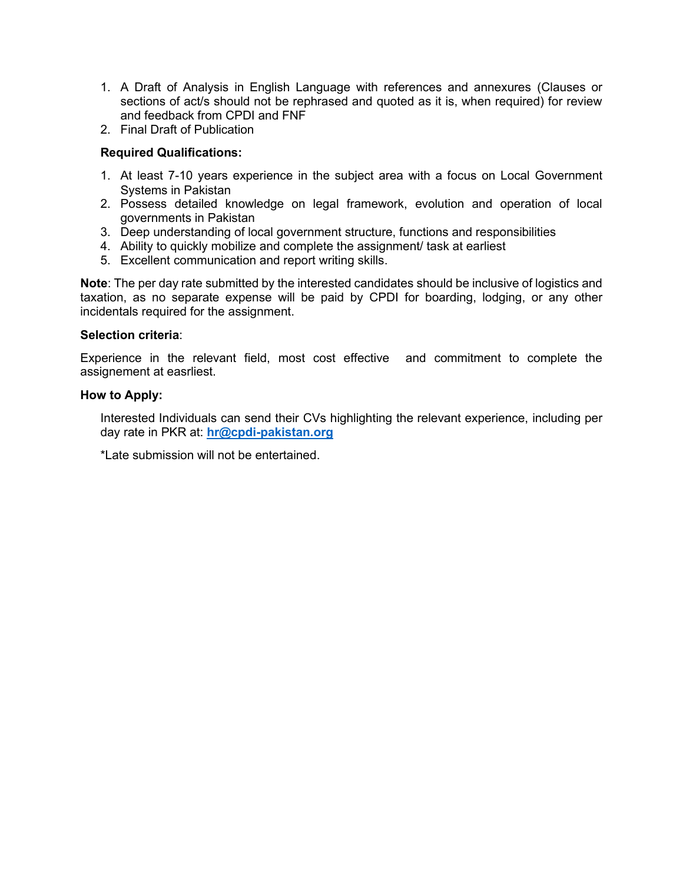1. A Draft of Analysis in English Language with references and annexures (Clauses or sections of act/s should not be rephrased and quoted as it is, when required) for review and feedback from CPDI and FNF
2. Final Draft of Publication

**Required Qualifications:**

1. At least 7-10 years experience in the subject area with a focus on Local Government Systems in Pakistan
2. Possess detailed knowledge on legal framework, evolution and operation of local governments in Pakistan
3. Deep understanding of local government structure, functions and responsibilities
4. Ability to quickly mobilize and complete the assignment/ task at earliest
5. Excellent communication and report writing skills.

**Note**: The per day rate submitted by the interested candidates should be inclusive of logistics and taxation, as no separate expense will be paid by CPDI for boarding, lodging, or any other incidentals required for the assignment.

**Selection criteria**:

Experience in the relevant field, most cost effective and commitment to complete the assignement at easrliest.

**How to Apply:**

Interested Individuals can send their CVs highlighting the relevant experience, including per day rate in PKR at: **hr@cpdi-pakistan.org**

*Late submission will not be entertained.